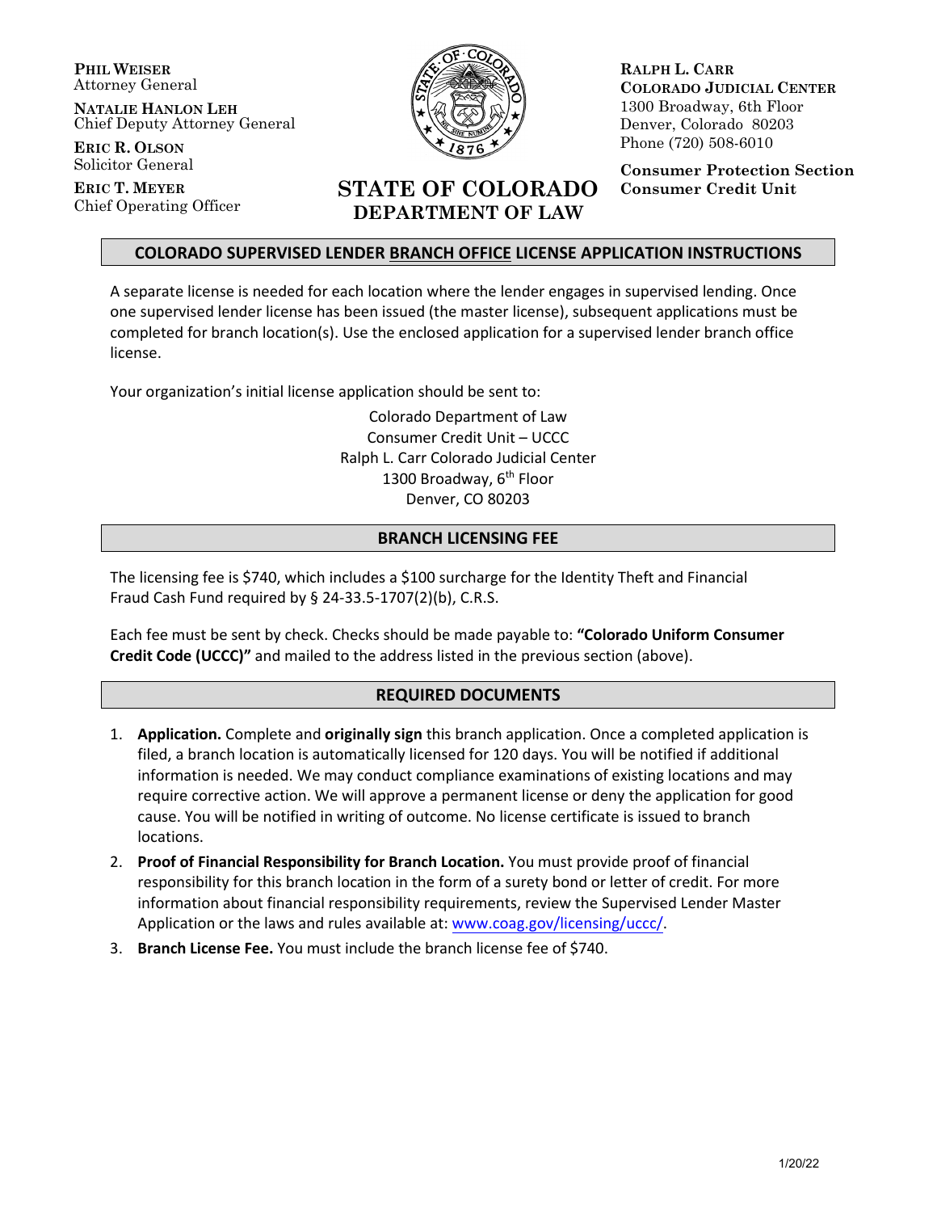**Phil Weiser**
Attorney General

**Natalie Hanlon Leh**
Chief Deputy Attorney General

**Eric R. Olson**
Solicitor General

**Eric T. Meyer**
Chief Operating Officer

**STATE OF COLORADO**
**DEPARTMENT OF LAW**

**Ralph L. Carr**
**Colorado Judicial Center**
1300 Broadway, 6th Floor
Denver, Colorado 80203
Phone (720) 508-6010

**Consumer Protection Section**
**Consumer Credit Unit**

## COLORADO SUPERVISED LENDER BRANCH OFFICE LICENSE APPLICATION INSTRUCTIONS

A separate license is needed for each location where the lender engages in supervised lending. Once one supervised lender license has been issued (the master license), subsequent applications must be completed for branch location(s). Use the enclosed application for a supervised lender branch office license.

Your organization's initial license application should be sent to:

Colorado Department of Law
Consumer Credit Unit – UCCC
Ralph L. Carr Colorado Judicial Center
1300 Broadway, 6th Floor
Denver, CO 80203

## BRANCH LICENSING FEE

The licensing fee is $740, which includes a $100 surcharge for the Identity Theft and Financial Fraud Cash Fund required by § 24-33.5-1707(2)(b), C.R.S.

Each fee must be sent by check. Checks should be made payable to: **"Colorado Uniform Consumer Credit Code (UCCC)"** and mailed to the address listed in the previous section (above).

## REQUIRED DOCUMENTS

1. **Application.** Complete and **originally sign** this branch application. Once a completed application is filed, a branch location is automatically licensed for 120 days. You will be notified if additional information is needed. We may conduct compliance examinations of existing locations and may require corrective action. We will approve a permanent license or deny the application for good cause. You will be notified in writing of outcome. No license certificate is issued to branch locations.
2. **Proof of Financial Responsibility for Branch Location.** You must provide proof of financial responsibility for this branch location in the form of a surety bond or letter of credit. For more information about financial responsibility requirements, review the Supervised Lender Master Application or the laws and rules available at: www.coag.gov/licensing/uccc/.
3. **Branch License Fee.** You must include the branch license fee of $740.

1/20/22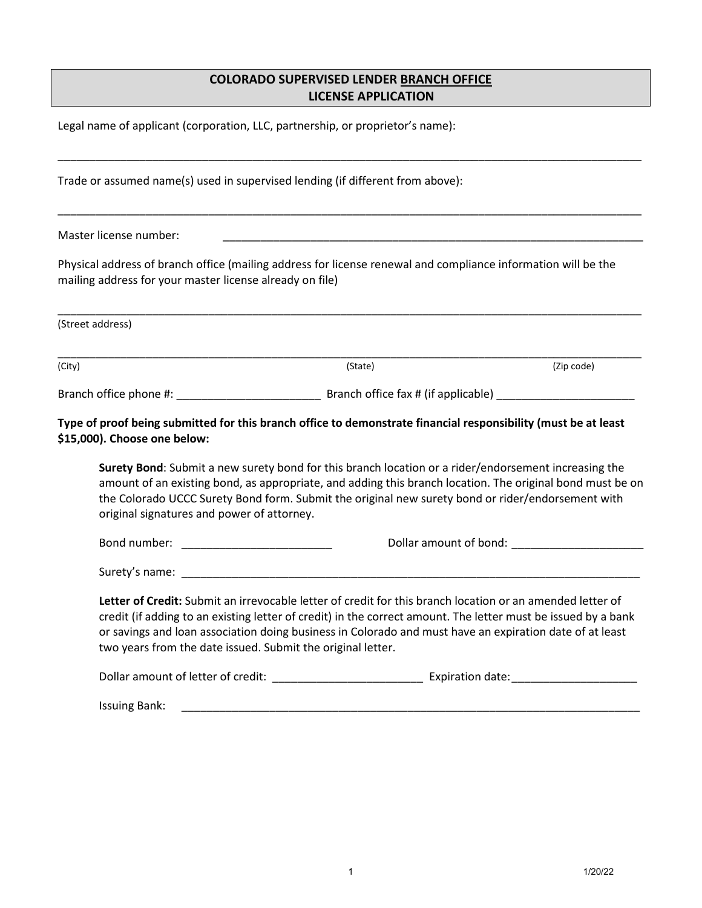# COLORADO SUPERVISED LENDER <u>BRANCH OFFICE</u> LICENSE APPLICATION

Legal name of applicant (corporation, LLC, partnership, or proprietor's name):

\_\_\_\_\_\_\_\_\_\_\_\_\_\_\_\_\_\_\_\_\_\_\_\_\_\_\_\_\_\_\_\_\_\_\_\_\_\_\_\_\_\_\_\_\_\_\_\_\_\_\_\_\_\_\_\_\_\_\_\_\_\_\_\_\_\_\_\_\_\_\_\_\_\_\_\_\_\_

Trade or assumed name(s) used in supervised lending (if different from above):

\_\_\_\_\_\_\_\_\_\_\_\_\_\_\_\_\_\_\_\_\_\_\_\_\_\_\_\_\_\_\_\_\_\_\_\_\_\_\_\_\_\_\_\_\_\_\_\_\_\_\_\_\_\_\_\_\_\_\_\_\_\_\_\_\_\_\_\_\_\_\_\_\_\_\_\_\_\_

Master license number: \_\_\_\_\_\_\_\_\_\_\_\_\_\_\_\_\_\_\_\_\_\_\_\_\_\_\_\_\_\_\_\_\_\_\_\_\_\_\_\_\_\_\_\_\_\_\_\_\_\_\_\_\_\_\_\_

Physical address of branch office (mailing address for license renewal and compliance information will be the mailing address for your master license already on file)

\_\_\_\_\_\_\_\_\_\_\_\_\_\_\_\_\_\_\_\_\_\_\_\_\_\_\_\_\_\_\_\_\_\_\_\_\_\_\_\_\_\_\_\_\_\_\_\_\_\_\_\_\_\_\_\_\_\_\_\_\_\_\_\_\_\_\_\_\_\_\_\_\_\_\_\_\_\_

(Street address)

\_\_\_\_\_\_\_\_\_\_\_\_\_\_\_\_\_\_\_\_\_\_\_\_\_\_\_\_\_\_\_\_\_\_\_\_\_\_\_\_\_\_\_\_\_\_\_\_\_\_\_\_\_\_\_\_\_\_\_\_\_\_\_\_\_\_\_\_\_\_\_\_\_\_\_\_\_\_

(City) (State) (Zip code)

Branch office phone #: \_\_\_\_\_\_\_\_\_\_\_\_\_\_\_\_\_\_\_\_\_\_\_ Branch office fax # (if applicable) \_\_\_\_\_\_\_\_\_\_\_\_\_\_\_\_\_\_\_\_\_\_

**Type of proof being submitted for this branch office to demonstrate financial responsibility (must be at least $15,000). Choose one below:**

**Surety Bond**: Submit a new surety bond for this branch location or a rider/endorsement increasing the amount of an existing bond, as appropriate, and adding this branch location. The original bond must be on the Colorado UCCC Surety Bond form. Submit the original new surety bond or rider/endorsement with original signatures and power of attorney.

Bond number: \_\_\_\_\_\_\_\_\_\_\_\_\_\_\_\_\_\_\_\_\_\_\_\_ Dollar amount of bond: \_\_\_\_\_\_\_\_\_\_\_\_\_\_\_\_\_\_\_\_\_

Surety's name: \_\_\_\_\_\_\_\_\_\_\_\_\_\_\_\_\_\_\_\_\_\_\_\_\_\_\_\_\_\_\_\_\_\_\_\_\_\_\_\_\_\_\_\_\_\_\_\_\_\_\_\_\_\_\_\_\_\_\_\_\_\_\_\_\_

**Letter of Credit:** Submit an irrevocable letter of credit for this branch location or an amended letter of credit (if adding to an existing letter of credit) in the correct amount. The letter must be issued by a bank or savings and loan association doing business in Colorado and must have an expiration date of at least two years from the date issued. Submit the original letter.

Dollar amount of letter of credit: \_\_\_\_\_\_\_\_\_\_\_\_\_\_\_\_\_\_\_\_\_\_\_\_ Expiration date: \_\_\_\_\_\_\_\_\_\_\_\_\_\_\_\_\_\_\_\_

Issuing Bank: \_\_\_\_\_\_\_\_\_\_\_\_\_\_\_\_\_\_\_\_\_\_\_\_\_\_\_\_\_\_\_\_\_\_\_\_\_\_\_\_\_\_\_\_\_\_\_\_\_\_\_\_\_\_\_\_\_\_\_\_\_\_\_\_\_\_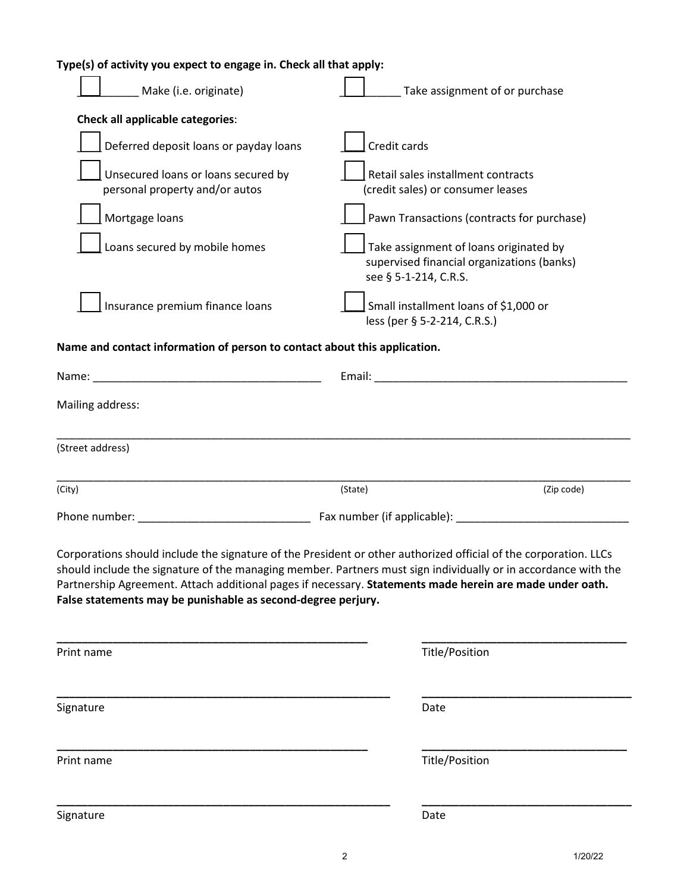**Type(s) of activity you expect to engage in. Check all that apply:**

- [ ] Make (i.e. originate)
- [ ] Take assignment of or purchase

**Check all applicable categories**:

- [ ] Deferred deposit loans or payday loans
- [ ] Credit cards
- [ ] Unsecured loans or loans secured by personal property and/or autos
- [ ] Retail sales installment contracts (credit sales) or consumer leases
- [ ] Mortgage loans
- [ ] Pawn Transactions (contracts for purchase)
- [ ] Loans secured by mobile homes
- [ ] Take assignment of loans originated by supervised financial organizations (banks) see § 5-1-214, C.R.S.
- [ ] Insurance premium finance loans
- [ ] Small installment loans of $1,000 or less (per § 5-2-214, C.R.S.)

**Name and contact information of person to contact about this application.**

Name: ____________________________________ Email: ________________________________________

Mailing address:

______________________________________________________________________________________

(Street address)

______________________________________________________________________________________

(City) (State) (Zip code)

Phone number: ___________________________ Fax number (if applicable): ___________________________

Corporations should include the signature of the President or other authorized official of the corporation. LLCs should include the signature of the managing member. Partners must sign individually or in accordance with the Partnership Agreement. Attach additional pages if necessary. **Statements made herein are made under oath. False statements may be punishable as second-degree perjury.**

___________________________________________________ _________________________________

Print name Title/Position

_______________________________________________________ _________________________________

Signature Date

___________________________________________________ _________________________________

Print name Title/Position

_______________________________________________________ _________________________________

Signature Date

1/20/22